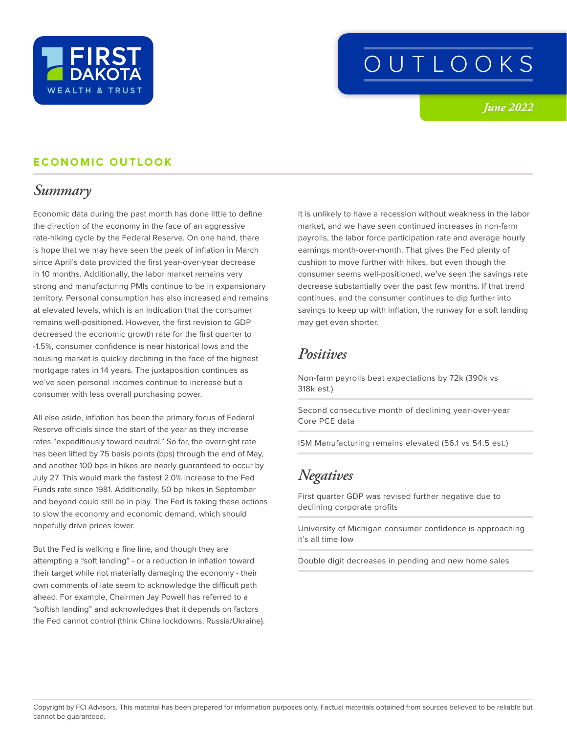FIRST DAKOTA WEALTH & TRUST

# OUTLOOKS

*June 2022*

## ECONOMIC OUTLOOK

### Summary

Economic data during the past month has done little to define the direction of the economy in the face of an aggressive rate-hiking cycle by the Federal Reserve. On one hand, there is hope that we may have seen the peak of inflation in March since April's data provided the first year-over-year decrease in 10 months. Additionally, the labor market remains very strong and manufacturing PMIs continue to be in expansionary territory. Personal consumption has also increased and remains at elevated levels, which is an indication that the consumer remains well-positioned. However, the first revision to GDP decreased the economic growth rate for the first quarter to -1.5%, consumer confidence is near historical lows and the housing market is quickly declining in the face of the highest mortgage rates in 14 years. The juxtaposition continues as we've seen personal incomes continue to increase but a consumer with less overall purchasing power.

All else aside, inflation has been the primary focus of Federal Reserve officials since the start of the year as they increase rates "expeditiously toward neutral." So far, the overnight rate has been lifted by 75 basis points (bps) through the end of May, and another 100 bps in hikes are nearly guaranteed to occur by July 27. This would mark the fastest 2.0% increase to the Fed Funds rate since 1981. Additionally, 50 bp hikes in September and beyond could still be in play. The Fed is taking these actions to slow the economy and economic demand, which should hopefully drive prices lower.

But the Fed is walking a fine line, and though they are attempting a "soft landing" - or a reduction in inflation toward their target while not materially damaging the economy - their own comments of late seem to acknowledge the difficult path ahead. For example, Chairman Jay Powell has referred to a "softish landing" and acknowledges that it depends on factors the Fed cannot control (think China lockdowns, Russia/Ukraine).

It is unlikely to have a recession without weakness in the labor market, and we have seen continued increases in non-farm payrolls, the labor force participation rate and average hourly earnings month-over-month. That gives the Fed plenty of cushion to move further with hikes, but even though the consumer seems well-positioned, we've seen the savings rate decrease substantially over the past few months. If that trend continues, and the consumer continues to dip further into savings to keep up with inflation, the runway for a soft landing may get even shorter.

### Positives

- Non-farm payrolls beat expectations by 72k (390k vs 318k est.)
- Second consecutive month of declining year-over-year Core PCE data
- ISM Manufacturing remains elevated (56.1 vs 54.5 est.)

### Negatives

- First quarter GDP was revised further negative due to declining corporate profits
- University of Michigan consumer confidence is approaching it's all time low
- Double digit decreases in pending and new home sales

Copyright by FCI Advisors. This material has been prepared for information purposes only. Factual materials obtained from sources believed to be reliable but cannot be guaranteed.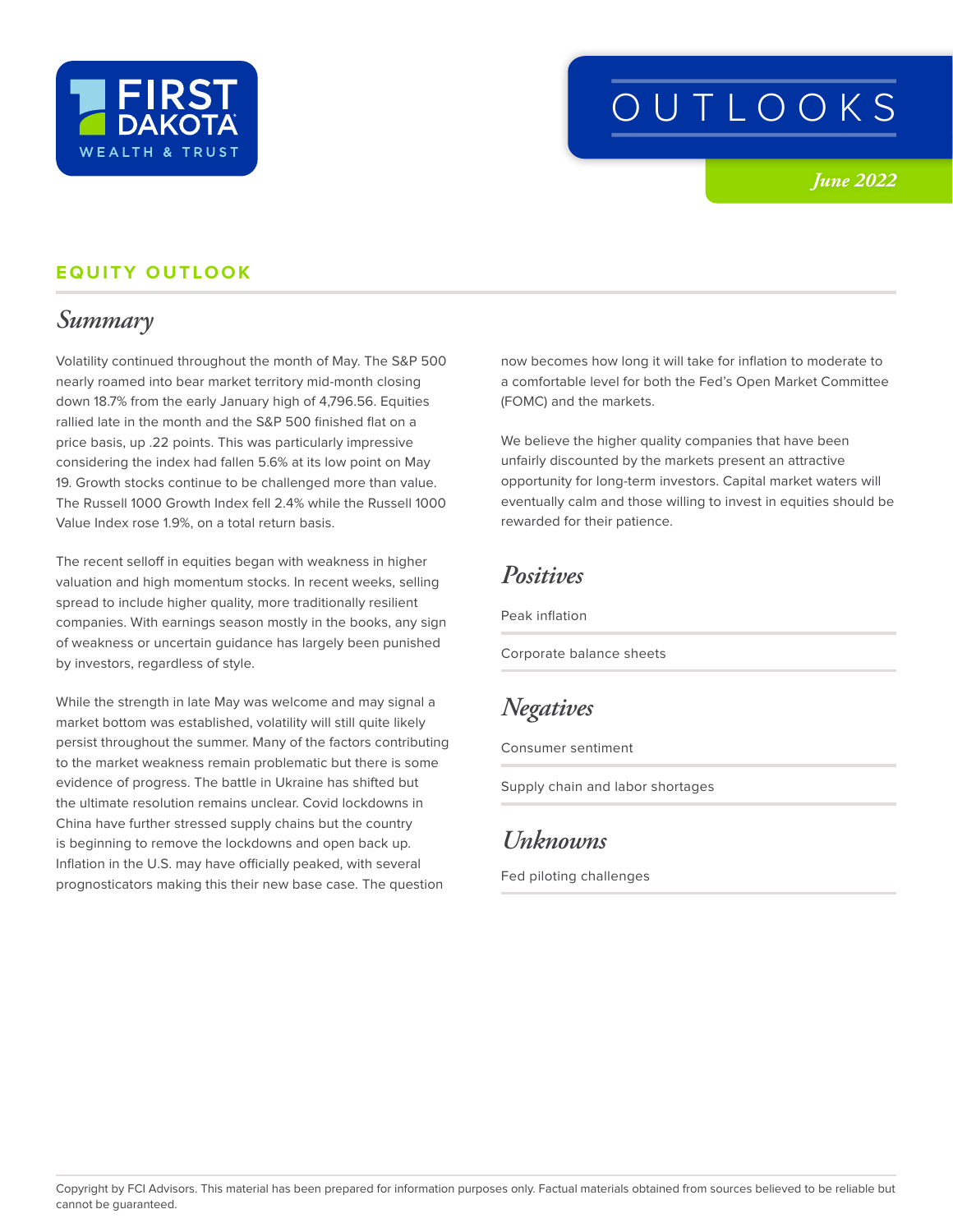FIRST DAKOTA WEALTH & TRUST

# OUTLOOKS

*June 2022*

## EQUITY OUTLOOK

### *Summary*

Volatility continued throughout the month of May. The S&P 500 nearly roamed into bear market territory mid-month closing down 18.7% from the early January high of 4,796.56. Equities rallied late in the month and the S&P 500 finished flat on a price basis, up .22 points. This was particularly impressive considering the index had fallen 5.6% at its low point on May 19. Growth stocks continue to be challenged more than value. The Russell 1000 Growth Index fell 2.4% while the Russell 1000 Value Index rose 1.9%, on a total return basis.

The recent selloff in equities began with weakness in higher valuation and high momentum stocks. In recent weeks, selling spread to include higher quality, more traditionally resilient companies. With earnings season mostly in the books, any sign of weakness or uncertain guidance has largely been punished by investors, regardless of style.

While the strength in late May was welcome and may signal a market bottom was established, volatility will still quite likely persist throughout the summer. Many of the factors contributing to the market weakness remain problematic but there is some evidence of progress. The battle in Ukraine has shifted but the ultimate resolution remains unclear. Covid lockdowns in China have further stressed supply chains but the country is beginning to remove the lockdowns and open back up. Inflation in the U.S. may have officially peaked, with several prognosticators making this their new base case. The question now becomes how long it will take for inflation to moderate to a comfortable level for both the Fed's Open Market Committee (FOMC) and the markets.

We believe the higher quality companies that have been unfairly discounted by the markets present an attractive opportunity for long-term investors. Capital market waters will eventually calm and those willing to invest in equities should be rewarded for their patience.

### *Positives*

Peak inflation

Corporate balance sheets

### *Negatives*

Consumer sentiment

Supply chain and labor shortages

### *Unknowns*

Fed piloting challenges

Copyright by FCI Advisors. This material has been prepared for information purposes only. Factual materials obtained from sources believed to be reliable but cannot be guaranteed.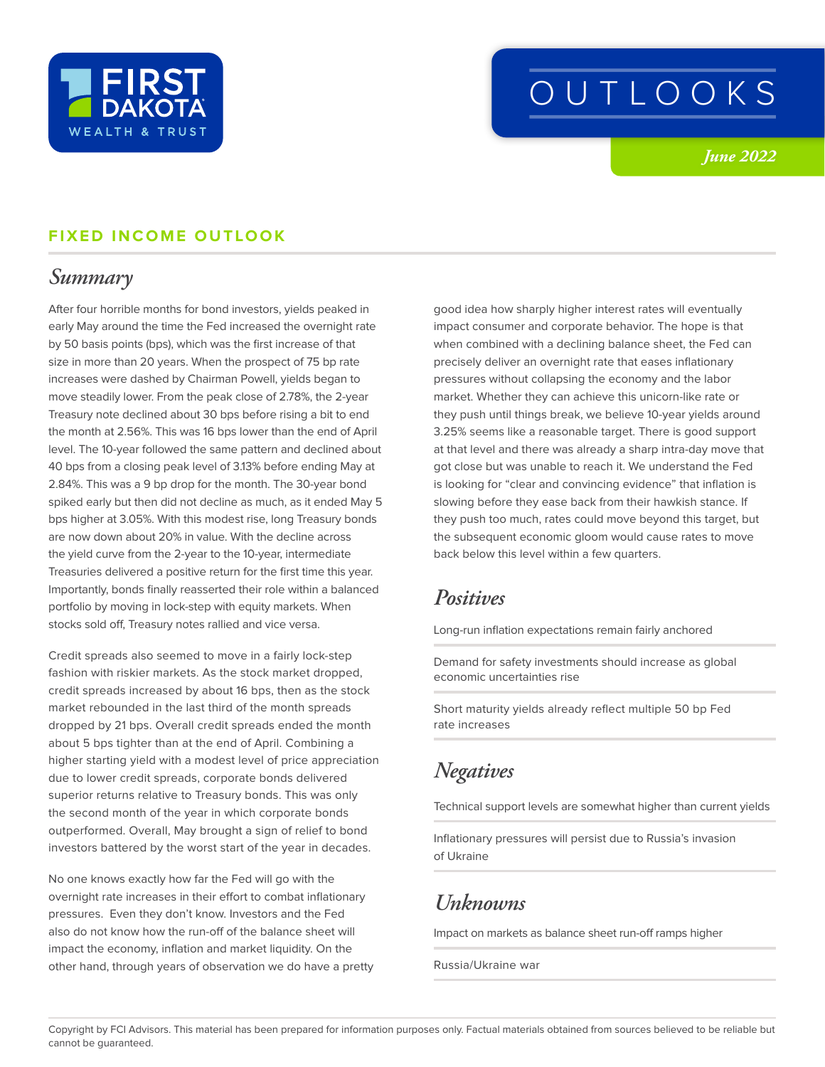FIRST DAKOTA
WEALTH & TRUST

# OUTLOOKS

*June 2022*

## FIXED INCOME OUTLOOK

### *Summary*

After four horrible months for bond investors, yields peaked in early May around the time the Fed increased the overnight rate by 50 basis points (bps), which was the first increase of that size in more than 20 years. When the prospect of 75 bp rate increases were dashed by Chairman Powell, yields began to move steadily lower. From the peak close of 2.78%, the 2-year Treasury note declined about 30 bps before rising a bit to end the month at 2.56%. This was 16 bps lower than the end of April level. The 10-year followed the same pattern and declined about 40 bps from a closing peak level of 3.13% before ending May at 2.84%. This was a 9 bp drop for the month. The 30-year bond spiked early but then did not decline as much, as it ended May 5 bps higher at 3.05%. With this modest rise, long Treasury bonds are now down about 20% in value. With the decline across the yield curve from the 2-year to the 10-year, intermediate Treasuries delivered a positive return for the first time this year. Importantly, bonds finally reasserted their role within a balanced portfolio by moving in lock-step with equity markets. When stocks sold off, Treasury notes rallied and vice versa.

Credit spreads also seemed to move in a fairly lock-step fashion with riskier markets. As the stock market dropped, credit spreads increased by about 16 bps, then as the stock market rebounded in the last third of the month spreads dropped by 21 bps. Overall credit spreads ended the month about 5 bps tighter than at the end of April. Combining a higher starting yield with a modest level of price appreciation due to lower credit spreads, corporate bonds delivered superior returns relative to Treasury bonds. This was only the second month of the year in which corporate bonds outperformed. Overall, May brought a sign of relief to bond investors battered by the worst start of the year in decades.

No one knows exactly how far the Fed will go with the overnight rate increases in their effort to combat inflationary pressures. Even they don't know. Investors and the Fed also do not know how the run-off of the balance sheet will impact the economy, inflation and market liquidity. On the other hand, through years of observation we do have a pretty good idea how sharply higher interest rates will eventually impact consumer and corporate behavior. The hope is that when combined with a declining balance sheet, the Fed can precisely deliver an overnight rate that eases inflationary pressures without collapsing the economy and the labor market. Whether they can achieve this unicorn-like rate or they push until things break, we believe 10-year yields around 3.25% seems like a reasonable target. There is good support at that level and there was already a sharp intra-day move that got close but was unable to reach it. We understand the Fed is looking for "clear and convincing evidence" that inflation is slowing before they ease back from their hawkish stance. If they push too much, rates could move beyond this target, but the subsequent economic gloom would cause rates to move back below this level within a few quarters.

### *Positives*

Long-run inflation expectations remain fairly anchored

Demand for safety investments should increase as global economic uncertainties rise

Short maturity yields already reflect multiple 50 bp Fed rate increases

### *Negatives*

Technical support levels are somewhat higher than current yields

Inflationary pressures will persist due to Russia's invasion of Ukraine

### *Unknowns*

Impact on markets as balance sheet run-off ramps higher

Russia/Ukraine war

Copyright by FCI Advisors. This material has been prepared for information purposes only. Factual materials obtained from sources believed to be reliable but cannot be guaranteed.